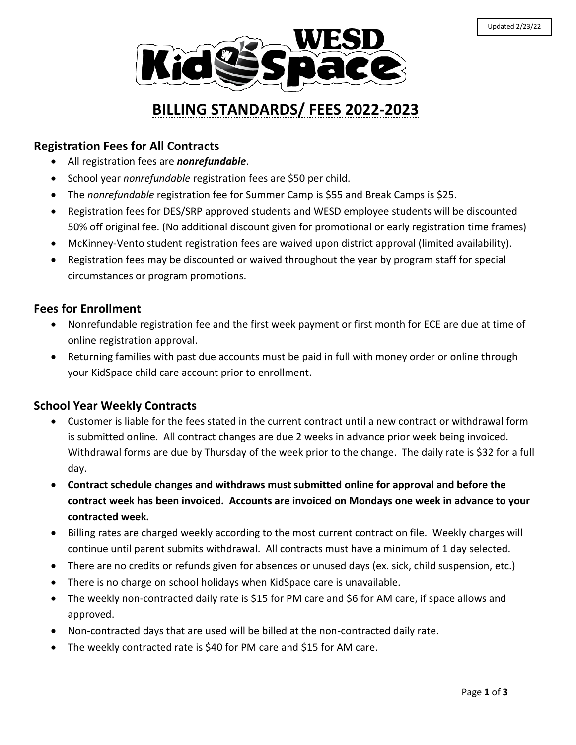Updated 2/23/22

WESD KidSpace

# BILLING STANDARDS/ FEES 2022-2023

## Registration Fees for All Contracts

- All registration fees are ***nonrefundable***.
- School year *nonrefundable* registration fees are $50 per child.
- The *nonrefundable* registration fee for Summer Camp is $55 and Break Camps is $25.
- Registration fees for DES/SRP approved students and WESD employee students will be discounted 50% off original fee. (No additional discount given for promotional or early registration time frames)
- McKinney-Vento student registration fees are waived upon district approval (limited availability).
- Registration fees may be discounted or waived throughout the year by program staff for special circumstances or program promotions.

## Fees for Enrollment

- Nonrefundable registration fee and the first week payment or first month for ECE are due at time of online registration approval.
- Returning families with past due accounts must be paid in full with money order or online through your KidSpace child care account prior to enrollment.

## School Year Weekly Contracts

- Customer is liable for the fees stated in the current contract until a new contract or withdrawal form is submitted online. All contract changes are due 2 weeks in advance prior week being invoiced. Withdrawal forms are due by Thursday of the week prior to the change. The daily rate is $32 for a full day.
- **Contract schedule changes and withdraws must submitted online for approval and before the contract week has been invoiced. Accounts are invoiced on Mondays one week in advance to your contracted week.**
- Billing rates are charged weekly according to the most current contract on file. Weekly charges will continue until parent submits withdrawal. All contracts must have a minimum of 1 day selected.
- There are no credits or refunds given for absences or unused days (ex. sick, child suspension, etc.)
- There is no charge on school holidays when KidSpace care is unavailable.
- The weekly non-contracted daily rate is $15 for PM care and $6 for AM care, if space allows and approved.
- Non-contracted days that are used will be billed at the non-contracted daily rate.
- The weekly contracted rate is $40 for PM care and $15 for AM care.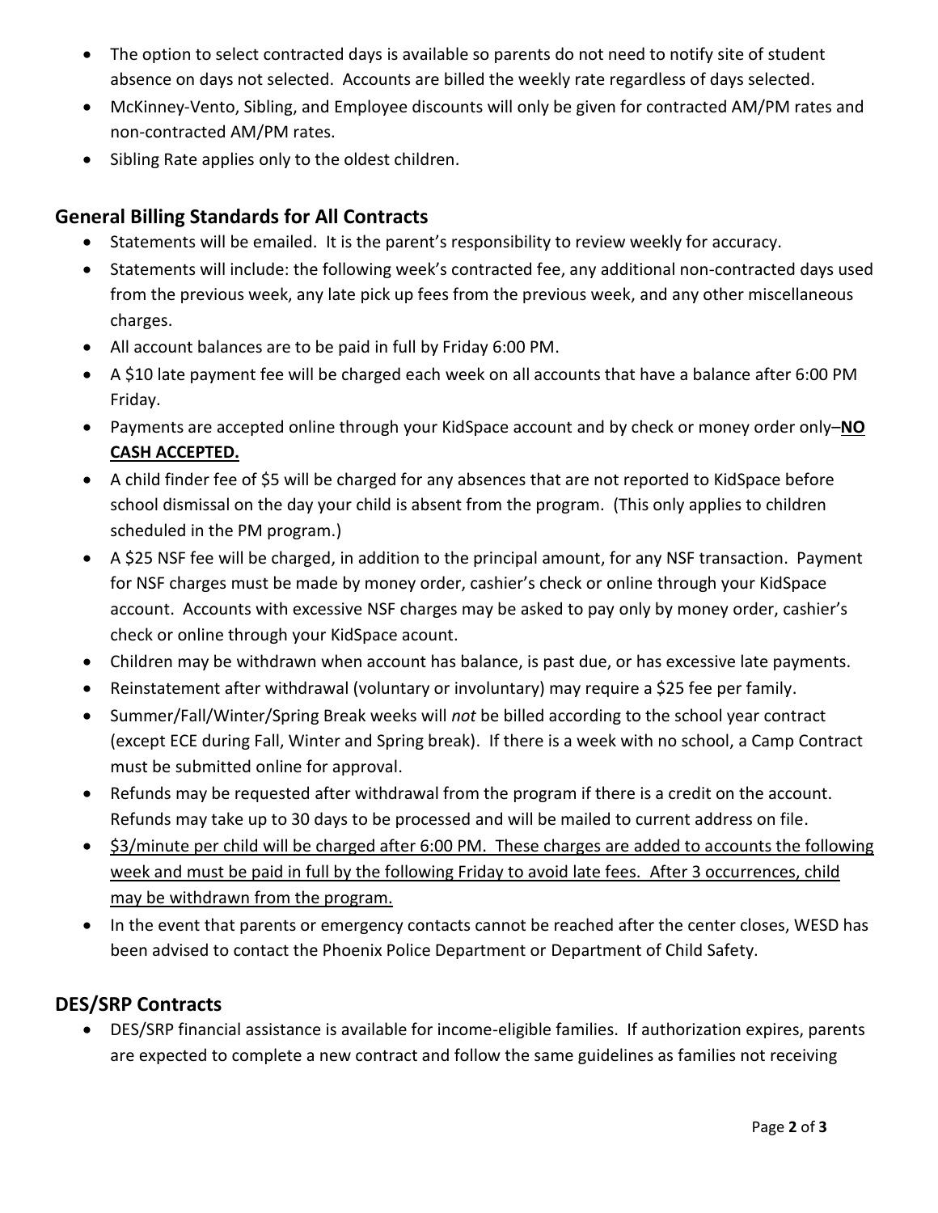- The option to select contracted days is available so parents do not need to notify site of student absence on days not selected. Accounts are billed the weekly rate regardless of days selected.
- McKinney-Vento, Sibling, and Employee discounts will only be given for contracted AM/PM rates and non-contracted AM/PM rates.
- Sibling Rate applies only to the oldest children.

## General Billing Standards for All Contracts

- Statements will be emailed. It is the parent's responsibility to review weekly for accuracy.
- Statements will include: the following week's contracted fee, any additional non-contracted days used from the previous week, any late pick up fees from the previous week, and any other miscellaneous charges.
- All account balances are to be paid in full by Friday 6:00 PM.
- A $10 late payment fee will be charged each week on all accounts that have a balance after 6:00 PM Friday.
- Payments are accepted online through your KidSpace account and by check or money order only–**<u>NO CASH ACCEPTED.</u>**
- A child finder fee of $5 will be charged for any absences that are not reported to KidSpace before school dismissal on the day your child is absent from the program. (This only applies to children scheduled in the PM program.)
- A $25 NSF fee will be charged, in addition to the principal amount, for any NSF transaction. Payment for NSF charges must be made by money order, cashier's check or online through your KidSpace account. Accounts with excessive NSF charges may be asked to pay only by money order, cashier's check or online through your KidSpace acount.
- Children may be withdrawn when account has balance, is past due, or has excessive late payments.
- Reinstatement after withdrawal (voluntary or involuntary) may require a $25 fee per family.
- Summer/Fall/Winter/Spring Break weeks will *not* be billed according to the school year contract (except ECE during Fall, Winter and Spring break). If there is a week with no school, a Camp Contract must be submitted online for approval.
- Refunds may be requested after withdrawal from the program if there is a credit on the account. Refunds may take up to 30 days to be processed and will be mailed to current address on file.
- <u>$3/minute per child will be charged after 6:00 PM. These charges are added to accounts the following week and must be paid in full by the following Friday to avoid late fees. After 3 occurrences, child may be withdrawn from the program.</u>
- In the event that parents or emergency contacts cannot be reached after the center closes, WESD has been advised to contact the Phoenix Police Department or Department of Child Safety.

## DES/SRP Contracts

- DES/SRP financial assistance is available for income-eligible families. If authorization expires, parents are expected to complete a new contract and follow the same guidelines as families not receiving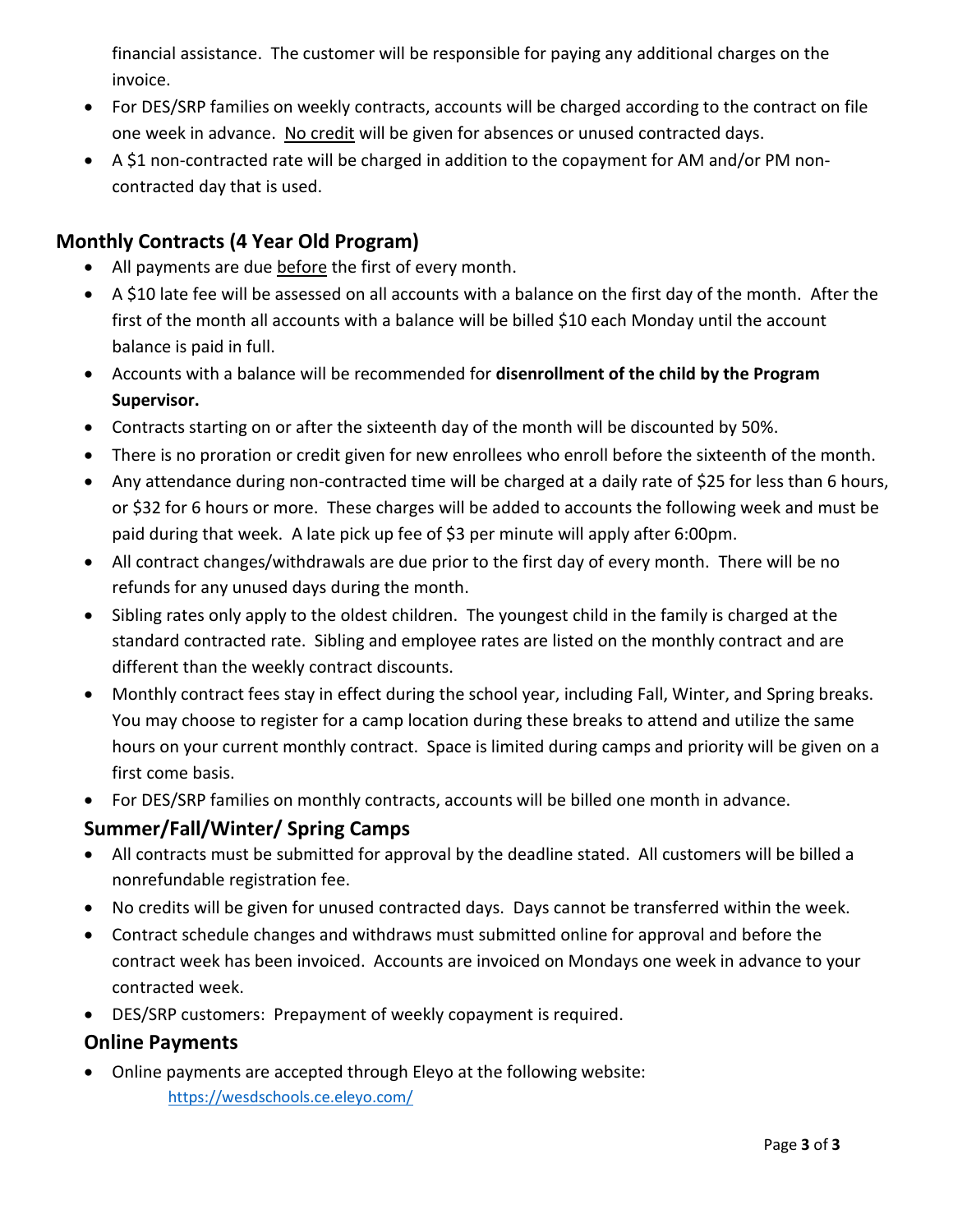financial assistance. The customer will be responsible for paying any additional charges on the invoice.

- For DES/SRP families on weekly contracts, accounts will be charged according to the contract on file one week in advance. No credit will be given for absences or unused contracted days.
- A $1 non-contracted rate will be charged in addition to the copayment for AM and/or PM non-contracted day that is used.

## Monthly Contracts (4 Year Old Program)

- All payments are due before the first of every month.
- A $10 late fee will be assessed on all accounts with a balance on the first day of the month. After the first of the month all accounts with a balance will be billed $10 each Monday until the account balance is paid in full.
- Accounts with a balance will be recommended for **disenrollment of the child by the Program Supervisor.**
- Contracts starting on or after the sixteenth day of the month will be discounted by 50%.
- There is no proration or credit given for new enrollees who enroll before the sixteenth of the month.
- Any attendance during non-contracted time will be charged at a daily rate of $25 for less than 6 hours, or $32 for 6 hours or more. These charges will be added to accounts the following week and must be paid during that week. A late pick up fee of $3 per minute will apply after 6:00pm.
- All contract changes/withdrawals are due prior to the first day of every month. There will be no refunds for any unused days during the month.
- Sibling rates only apply to the oldest children. The youngest child in the family is charged at the standard contracted rate. Sibling and employee rates are listed on the monthly contract and are different than the weekly contract discounts.
- Monthly contract fees stay in effect during the school year, including Fall, Winter, and Spring breaks. You may choose to register for a camp location during these breaks to attend and utilize the same hours on your current monthly contract. Space is limited during camps and priority will be given on a first come basis.
- For DES/SRP families on monthly contracts, accounts will be billed one month in advance.

## Summer/Fall/Winter/ Spring Camps

- All contracts must be submitted for approval by the deadline stated. All customers will be billed a nonrefundable registration fee.
- No credits will be given for unused contracted days. Days cannot be transferred within the week.
- Contract schedule changes and withdraws must submitted online for approval and before the contract week has been invoiced. Accounts are invoiced on Mondays one week in advance to your contracted week.
- DES/SRP customers: Prepayment of weekly copayment is required.

## Online Payments

- Online payments are accepted through Eleyo at the following website:
  https://wesdschools.ce.eleyo.com/